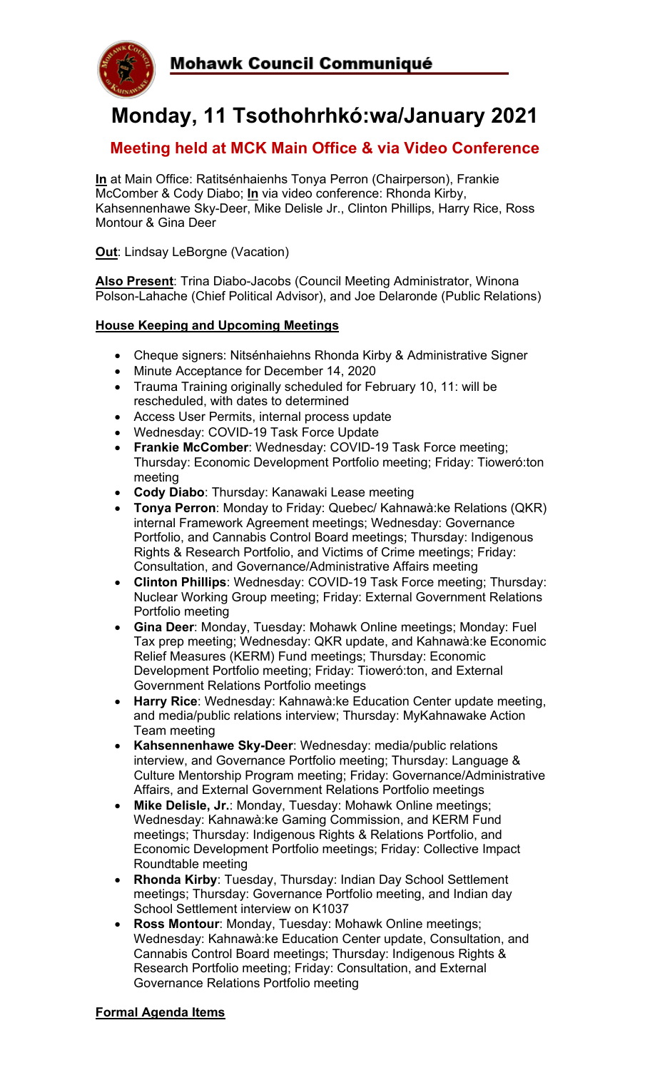# Mohawk Council Communiqué

# Monday, 11 Tsothohrhkó:wa/January 2021

## Meeting held at MCK Main Office & via Video Conference

**In** at Main Office: Ratitsénhaienhs Tonya Perron (Chairperson), Frankie McComber & Cody Diabo; **In** via video conference: Rhonda Kirby, Kahsennenhawe Sky-Deer, Mike Delisle Jr., Clinton Phillips, Harry Rice, Ross Montour & Gina Deer

**Out**: Lindsay LeBorgne (Vacation)

**Also Present**: Trina Diabo-Jacobs (Council Meeting Administrator, Winona Polson-Lahache (Chief Political Advisor), and Joe Delaronde (Public Relations)

**House Keeping and Upcoming Meetings**

- Cheque signers: Nitsénhaiehns Rhonda Kirby & Administrative Signer
- Minute Acceptance for December 14, 2020
- Trauma Training originally scheduled for February 10, 11: will be rescheduled, with dates to determined
- Access User Permits, internal process update
- Wednesday: COVID-19 Task Force Update
- **Frankie McComber**: Wednesday: COVID-19 Task Force meeting; Thursday: Economic Development Portfolio meeting; Friday: Tioweró:ton meeting
- **Cody Diabo**: Thursday: Kanawaki Lease meeting
- **Tonya Perron**: Monday to Friday: Quebec/ Kahnawà:ke Relations (QKR) internal Framework Agreement meetings; Wednesday: Governance Portfolio, and Cannabis Control Board meetings; Thursday: Indigenous Rights & Research Portfolio, and Victims of Crime meetings; Friday: Consultation, and Governance/Administrative Affairs meeting
- **Clinton Phillips**: Wednesday: COVID-19 Task Force meeting; Thursday: Nuclear Working Group meeting; Friday: External Government Relations Portfolio meeting
- **Gina Deer**: Monday, Tuesday: Mohawk Online meetings; Monday: Fuel Tax prep meeting; Wednesday: QKR update, and Kahnawà:ke Economic Relief Measures (KERM) Fund meetings; Thursday: Economic Development Portfolio meeting; Friday: Tioweró:ton, and External Government Relations Portfolio meetings
- **Harry Rice**: Wednesday: Kahnawà:ke Education Center update meeting, and media/public relations interview; Thursday: MyKahnawake Action Team meeting
- **Kahsennenhawe Sky-Deer**: Wednesday: media/public relations interview, and Governance Portfolio meeting; Thursday: Language & Culture Mentorship Program meeting; Friday: Governance/Administrative Affairs, and External Government Relations Portfolio meetings
- **Mike Delisle, Jr.**: Monday, Tuesday: Mohawk Online meetings; Wednesday: Kahnawà:ke Gaming Commission, and KERM Fund meetings; Thursday: Indigenous Rights & Relations Portfolio, and Economic Development Portfolio meetings; Friday: Collective Impact Roundtable meeting
- **Rhonda Kirby**: Tuesday, Thursday: Indian Day School Settlement meetings; Thursday: Governance Portfolio meeting, and Indian day School Settlement interview on K1037
- **Ross Montour**: Monday, Tuesday: Mohawk Online meetings; Wednesday: Kahnawà:ke Education Center update, Consultation, and Cannabis Control Board meetings; Thursday: Indigenous Rights & Research Portfolio meeting; Friday: Consultation, and External Governance Relations Portfolio meeting

**Formal Agenda Items**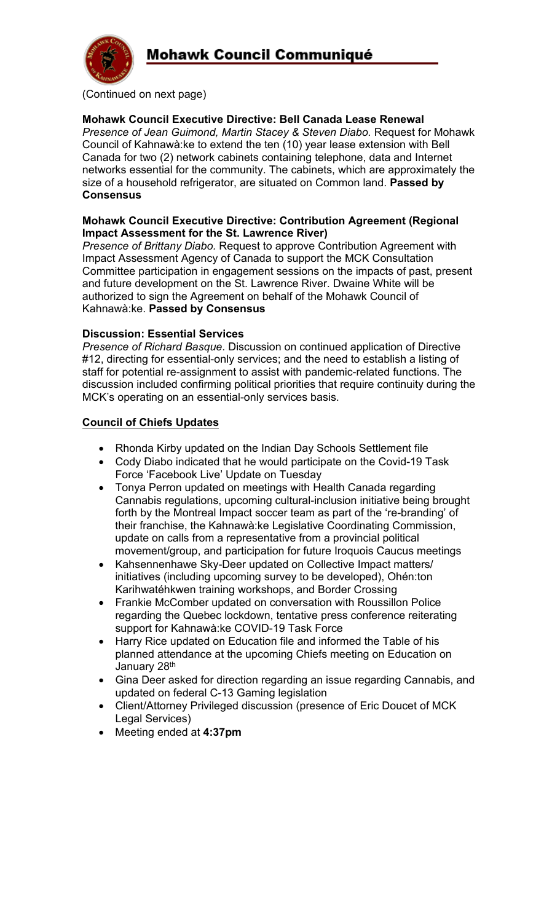(Continued on next page)

**Mohawk Council Executive Directive: Bell Canada Lease Renewal**
*Presence of Jean Guimond, Martin Stacey & Steven Diabo.* Request for Mohawk Council of Kahnawà:ke to extend the ten (10) year lease extension with Bell Canada for two (2) network cabinets containing telephone, data and Internet networks essential for the community. The cabinets, which are approximately the size of a household refrigerator, are situated on Common land. **Passed by Consensus**

**Mohawk Council Executive Directive: Contribution Agreement (Regional Impact Assessment for the St. Lawrence River)**
*Presence of Brittany Diabo.* Request to approve Contribution Agreement with Impact Assessment Agency of Canada to support the MCK Consultation Committee participation in engagement sessions on the impacts of past, present and future development on the St. Lawrence River. Dwaine White will be authorized to sign the Agreement on behalf of the Mohawk Council of Kahnawà:ke. **Passed by Consensus**

**Discussion: Essential Services**
*Presence of Richard Basque*. Discussion on continued application of Directive #12, directing for essential-only services; and the need to establish a listing of staff for potential re-assignment to assist with pandemic-related functions. The discussion included confirming political priorities that require continuity during the MCK's operating on an essential-only services basis.

**Council of Chiefs Updates**

- Rhonda Kirby updated on the Indian Day Schools Settlement file
- Cody Diabo indicated that he would participate on the Covid-19 Task Force 'Facebook Live' Update on Tuesday
- Tonya Perron updated on meetings with Health Canada regarding Cannabis regulations, upcoming cultural-inclusion initiative being brought forth by the Montreal Impact soccer team as part of the 're-branding' of their franchise, the Kahnawà:ke Legislative Coordinating Commission, update on calls from a representative from a provincial political movement/group, and participation for future Iroquois Caucus meetings
- Kahsennenhawe Sky-Deer updated on Collective Impact matters/ initiatives (including upcoming survey to be developed), Ohén:ton Karihwatéhkwen training workshops, and Border Crossing
- Frankie McComber updated on conversation with Roussillon Police regarding the Quebec lockdown, tentative press conference reiterating support for Kahnawà:ke COVID-19 Task Force
- Harry Rice updated on Education file and informed the Table of his planned attendance at the upcoming Chiefs meeting on Education on January 28th
- Gina Deer asked for direction regarding an issue regarding Cannabis, and updated on federal C-13 Gaming legislation
- Client/Attorney Privileged discussion (presence of Eric Doucet of MCK Legal Services)
- Meeting ended at **4:37pm**